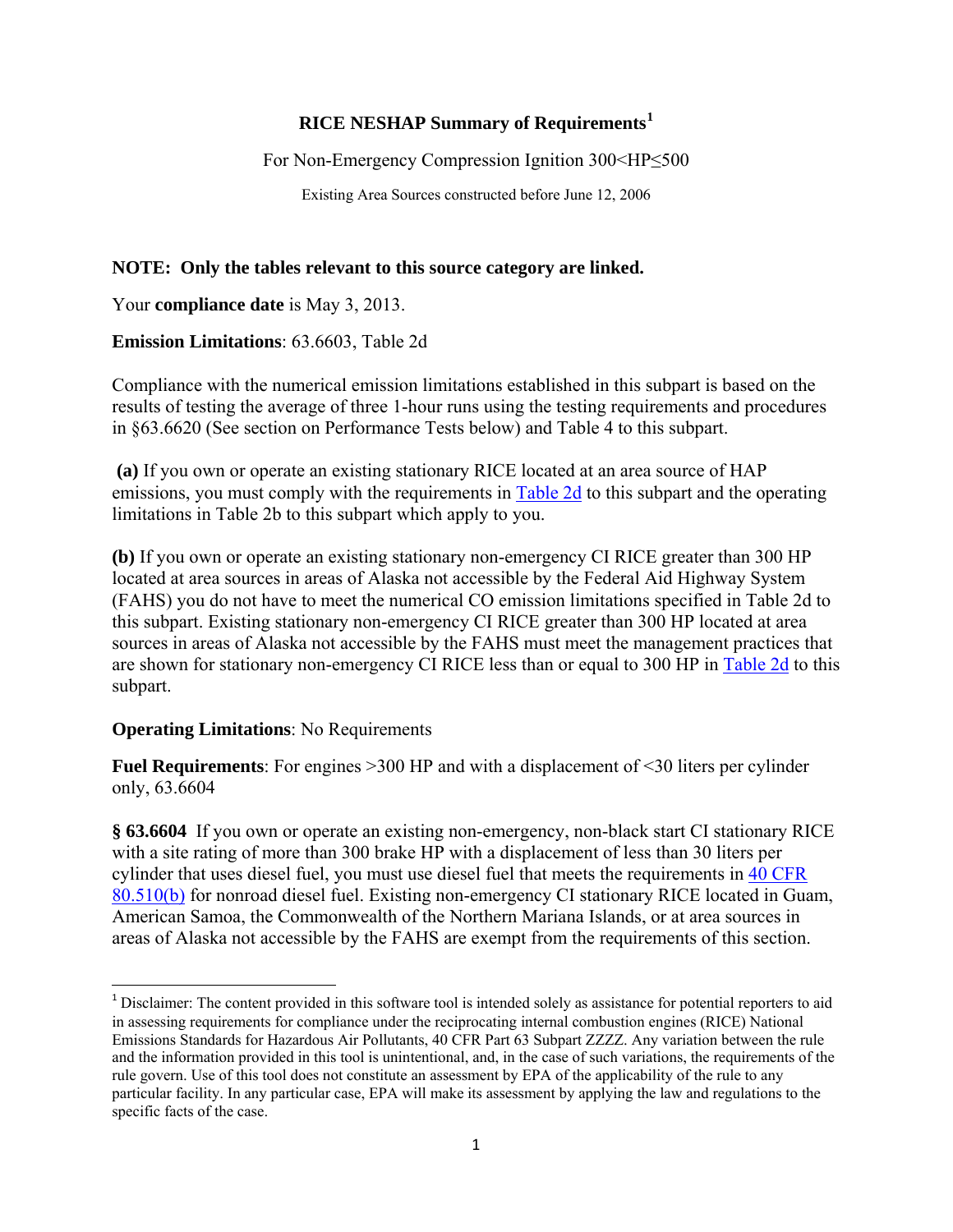# RICE NESHAP Summary of Requirements[1]

For Non-Emergency Compression Ignition 300<HP≤500

Existing Area Sources constructed before June 12, 2006

**NOTE: Only the tables relevant to this source category are linked.**

Your **compliance date** is May 3, 2013.

**Emission Limitations**: 63.6603, Table 2d

Compliance with the numerical emission limitations established in this subpart is based on the results of testing the average of three 1-hour runs using the testing requirements and procedures in §63.6620 (See section on Performance Tests below) and Table 4 to this subpart.

**(a)** If you own or operate an existing stationary RICE located at an area source of HAP emissions, you must comply with the requirements in Table 2d to this subpart and the operating limitations in Table 2b to this subpart which apply to you.

**(b)** If you own or operate an existing stationary non-emergency CI RICE greater than 300 HP located at area sources in areas of Alaska not accessible by the Federal Aid Highway System (FAHS) you do not have to meet the numerical CO emission limitations specified in Table 2d to this subpart. Existing stationary non-emergency CI RICE greater than 300 HP located at area sources in areas of Alaska not accessible by the FAHS must meet the management practices that are shown for stationary non-emergency CI RICE less than or equal to 300 HP in Table 2d to this subpart.

**Operating Limitations**: No Requirements

**Fuel Requirements**: For engines >300 HP and with a displacement of <30 liters per cylinder only, 63.6604

**§ 63.6604** If you own or operate an existing non-emergency, non-black start CI stationary RICE with a site rating of more than 300 brake HP with a displacement of less than 30 liters per cylinder that uses diesel fuel, you must use diesel fuel that meets the requirements in 40 CFR 80.510(b) for nonroad diesel fuel. Existing non-emergency CI stationary RICE located in Guam, American Samoa, the Commonwealth of the Northern Mariana Islands, or at area sources in areas of Alaska not accessible by the FAHS are exempt from the requirements of this section.

[1] Disclaimer: The content provided in this software tool is intended solely as assistance for potential reporters to aid in assessing requirements for compliance under the reciprocating internal combustion engines (RICE) National Emissions Standards for Hazardous Air Pollutants, 40 CFR Part 63 Subpart ZZZZ. Any variation between the rule and the information provided in this tool is unintentional, and, in the case of such variations, the requirements of the rule govern. Use of this tool does not constitute an assessment by EPA of the applicability of the rule to any particular facility. In any particular case, EPA will make its assessment by applying the law and regulations to the specific facts of the case.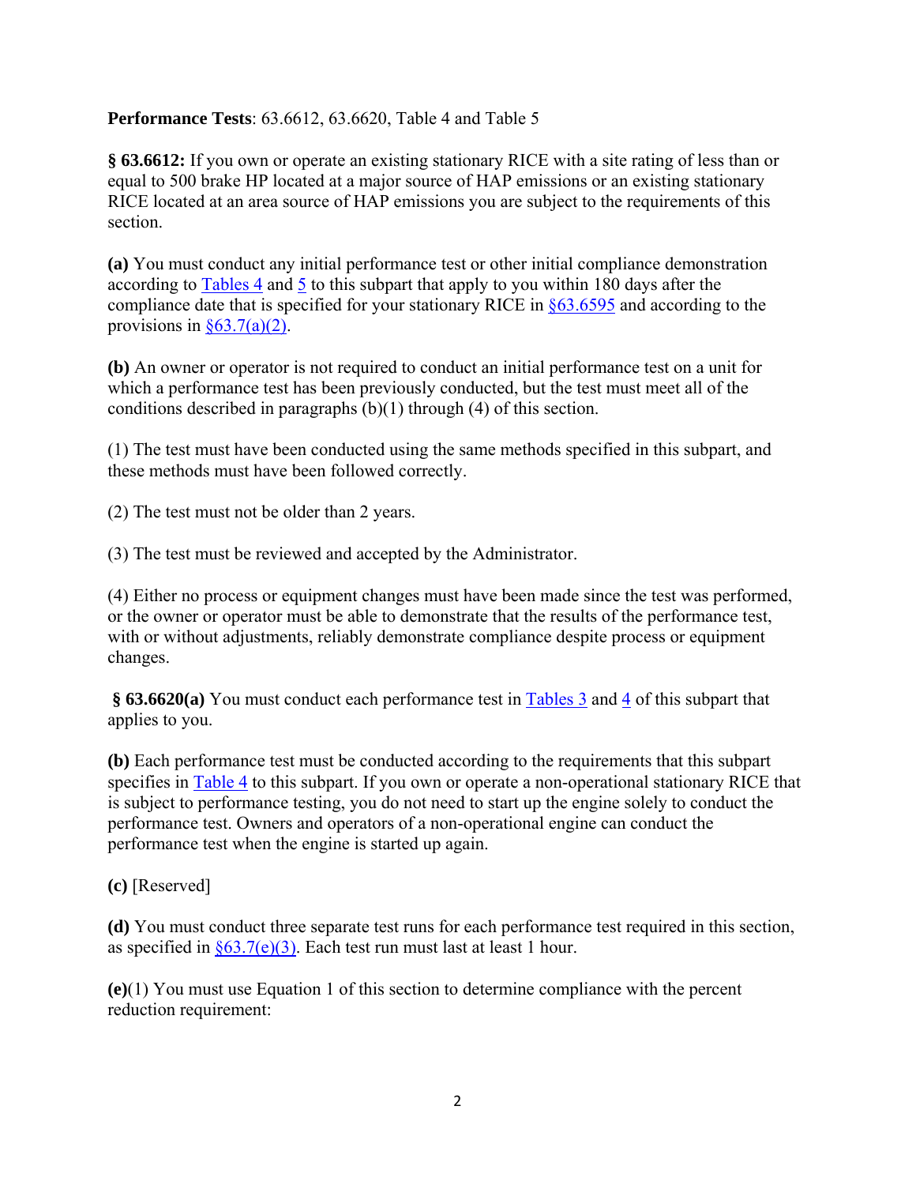**Performance Tests**: 63.6612, 63.6620, Table 4 and Table 5

**§ 63.6612:** If you own or operate an existing stationary RICE with a site rating of less than or equal to 500 brake HP located at a major source of HAP emissions or an existing stationary RICE located at an area source of HAP emissions you are subject to the requirements of this section.

**(a)** You must conduct any initial performance test or other initial compliance demonstration according to Tables 4 and 5 to this subpart that apply to you within 180 days after the compliance date that is specified for your stationary RICE in §63.6595 and according to the provisions in §63.7(a)(2).

**(b)** An owner or operator is not required to conduct an initial performance test on a unit for which a performance test has been previously conducted, but the test must meet all of the conditions described in paragraphs (b)(1) through (4) of this section.

(1) The test must have been conducted using the same methods specified in this subpart, and these methods must have been followed correctly.

(2) The test must not be older than 2 years.

(3) The test must be reviewed and accepted by the Administrator.

(4) Either no process or equipment changes must have been made since the test was performed, or the owner or operator must be able to demonstrate that the results of the performance test, with or without adjustments, reliably demonstrate compliance despite process or equipment changes.

**§ 63.6620(a)** You must conduct each performance test in Tables 3 and 4 of this subpart that applies to you.

**(b)** Each performance test must be conducted according to the requirements that this subpart specifies in Table 4 to this subpart. If you own or operate a non-operational stationary RICE that is subject to performance testing, you do not need to start up the engine solely to conduct the performance test. Owners and operators of a non-operational engine can conduct the performance test when the engine is started up again.

**(c)** [Reserved]

**(d)** You must conduct three separate test runs for each performance test required in this section, as specified in §63.7(e)(3). Each test run must last at least 1 hour.

**(e)**(1) You must use Equation 1 of this section to determine compliance with the percent reduction requirement: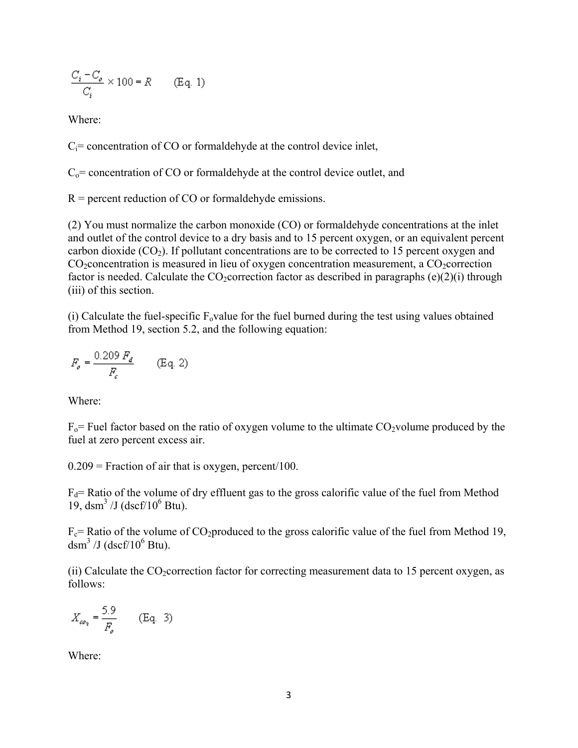$$\frac{C_i - C_o}{C_i} \times 100 = R \qquad \text{(Eq. 1)}$$

Where:

$C_i$= concentration of CO or formaldehyde at the control device inlet,

$C_o$= concentration of CO or formaldehyde at the control device outlet, and

R = percent reduction of CO or formaldehyde emissions.

(2) You must normalize the carbon monoxide (CO) or formaldehyde concentrations at the inlet and outlet of the control device to a dry basis and to 15 percent oxygen, or an equivalent percent carbon dioxide ($CO_2$). If pollutant concentrations are to be corrected to 15 percent oxygen and $CO_2$concentration is measured in lieu of oxygen concentration measurement, a $CO_2$correction factor is needed. Calculate the $CO_2$correction factor as described in paragraphs (e)(2)(i) through (iii) of this section.

(i) Calculate the fuel-specific $F_o$value for the fuel burned during the test using values obtained from Method 19, section 5.2, and the following equation:

$$F_o = \frac{0.209\, F_d}{F_c} \qquad \text{(Eq. 2)}$$

Where:

$F_o$= Fuel factor based on the ratio of oxygen volume to the ultimate $CO_2$volume produced by the fuel at zero percent excess air.

0.209 = Fraction of air that is oxygen, percent/100.

$F_d$= Ratio of the volume of dry effluent gas to the gross calorific value of the fuel from Method 19, dsm$^3$ /J (dscf/10$^6$ Btu).

$F_c$= Ratio of the volume of $CO_2$produced to the gross calorific value of the fuel from Method 19, dsm$^3$ /J (dscf/10$^6$ Btu).

(ii) Calculate the $CO_2$correction factor for correcting measurement data to 15 percent oxygen, as follows:

$$X_{co_2} = \frac{5.9}{F_o} \qquad \text{(Eq. 3)}$$

Where: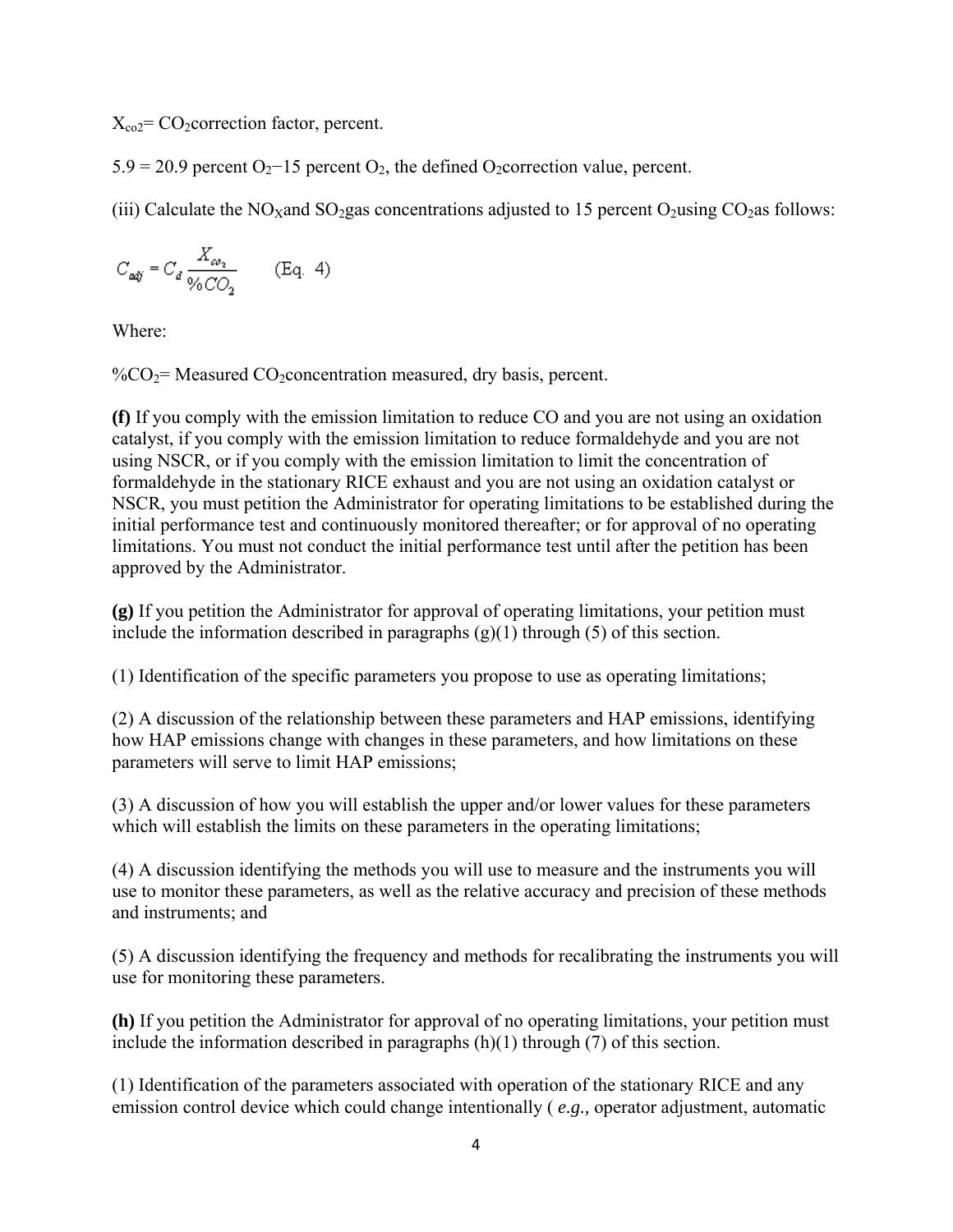$X_{co2}$ = $CO_2$ correction factor, percent.

5.9 = 20.9 percent $O_2$−15 percent $O_2$, the defined $O_2$ correction value, percent.

(iii) Calculate the $NO_X$ and $SO_2$ gas concentrations adjusted to 15 percent $O_2$ using $CO_2$ as follows:

$$C_{adj} = C_d \frac{X_{co_2}}{\%CO_2} \qquad \text{(Eq. 4)}$$

Where:

$\%CO_2$ = Measured $CO_2$ concentration measured, dry basis, percent.

**(f)** If you comply with the emission limitation to reduce CO and you are not using an oxidation catalyst, if you comply with the emission limitation to reduce formaldehyde and you are not using NSCR, or if you comply with the emission limitation to limit the concentration of formaldehyde in the stationary RICE exhaust and you are not using an oxidation catalyst or NSCR, you must petition the Administrator for operating limitations to be established during the initial performance test and continuously monitored thereafter; or for approval of no operating limitations. You must not conduct the initial performance test until after the petition has been approved by the Administrator.

**(g)** If you petition the Administrator for approval of operating limitations, your petition must include the information described in paragraphs (g)(1) through (5) of this section.

(1) Identification of the specific parameters you propose to use as operating limitations;

(2) A discussion of the relationship between these parameters and HAP emissions, identifying how HAP emissions change with changes in these parameters, and how limitations on these parameters will serve to limit HAP emissions;

(3) A discussion of how you will establish the upper and/or lower values for these parameters which will establish the limits on these parameters in the operating limitations;

(4) A discussion identifying the methods you will use to measure and the instruments you will use to monitor these parameters, as well as the relative accuracy and precision of these methods and instruments; and

(5) A discussion identifying the frequency and methods for recalibrating the instruments you will use for monitoring these parameters.

**(h)** If you petition the Administrator for approval of no operating limitations, your petition must include the information described in paragraphs (h)(1) through (7) of this section.

(1) Identification of the parameters associated with operation of the stationary RICE and any emission control device which could change intentionally ( *e.g.,* operator adjustment, automatic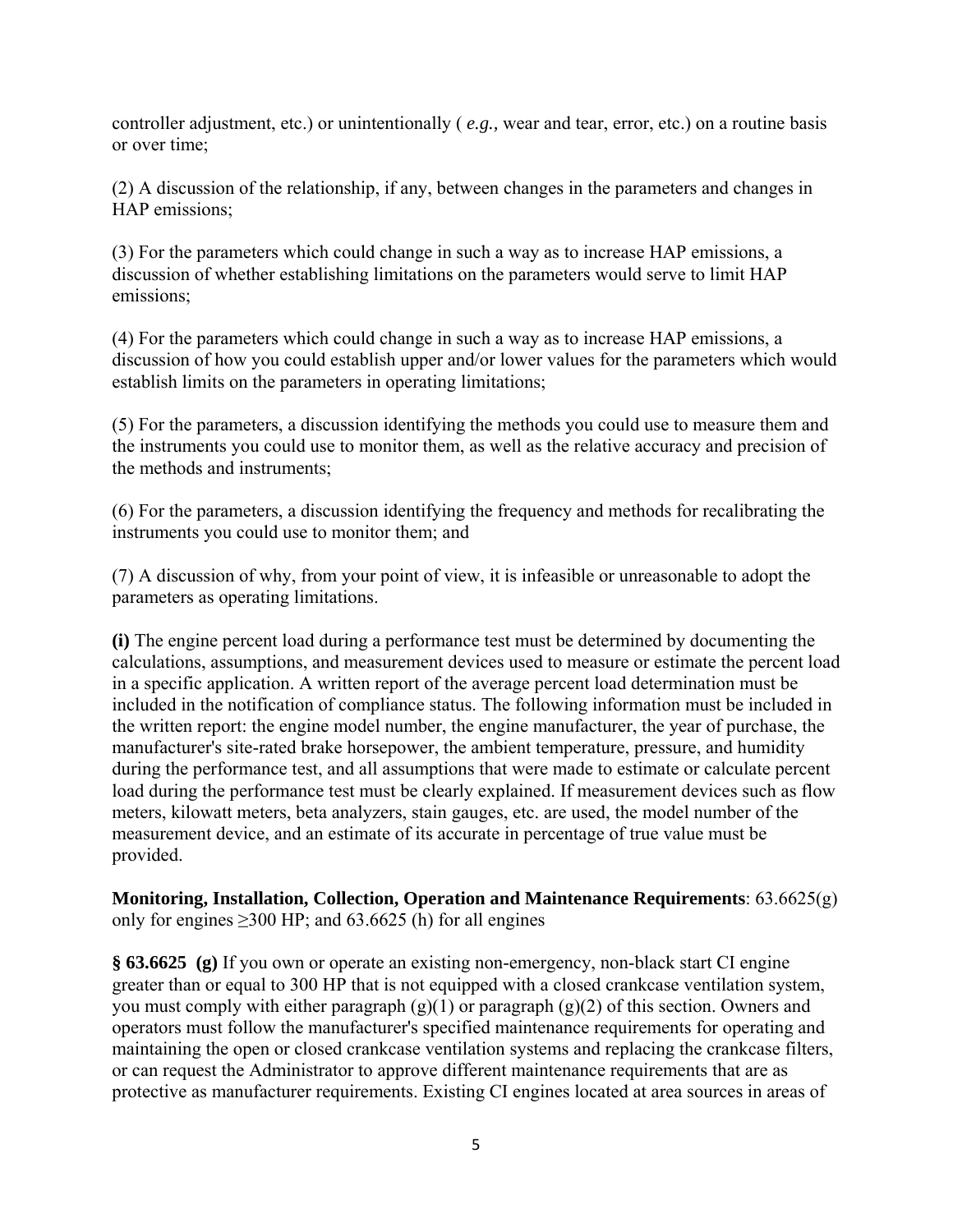controller adjustment, etc.) or unintentionally ( *e.g.,* wear and tear, error, etc.) on a routine basis or over time;

(2) A discussion of the relationship, if any, between changes in the parameters and changes in HAP emissions;

(3) For the parameters which could change in such a way as to increase HAP emissions, a discussion of whether establishing limitations on the parameters would serve to limit HAP emissions;

(4) For the parameters which could change in such a way as to increase HAP emissions, a discussion of how you could establish upper and/or lower values for the parameters which would establish limits on the parameters in operating limitations;

(5) For the parameters, a discussion identifying the methods you could use to measure them and the instruments you could use to monitor them, as well as the relative accuracy and precision of the methods and instruments;

(6) For the parameters, a discussion identifying the frequency and methods for recalibrating the instruments you could use to monitor them; and

(7) A discussion of why, from your point of view, it is infeasible or unreasonable to adopt the parameters as operating limitations.

**(i)** The engine percent load during a performance test must be determined by documenting the calculations, assumptions, and measurement devices used to measure or estimate the percent load in a specific application. A written report of the average percent load determination must be included in the notification of compliance status. The following information must be included in the written report: the engine model number, the engine manufacturer, the year of purchase, the manufacturer's site-rated brake horsepower, the ambient temperature, pressure, and humidity during the performance test, and all assumptions that were made to estimate or calculate percent load during the performance test must be clearly explained. If measurement devices such as flow meters, kilowatt meters, beta analyzers, stain gauges, etc. are used, the model number of the measurement device, and an estimate of its accurate in percentage of true value must be provided.

**Monitoring, Installation, Collection, Operation and Maintenance Requirements**: 63.6625(g) only for engines ≥300 HP; and 63.6625 (h) for all engines

**§ 63.6625 (g)** If you own or operate an existing non-emergency, non-black start CI engine greater than or equal to 300 HP that is not equipped with a closed crankcase ventilation system, you must comply with either paragraph (g)(1) or paragraph (g)(2) of this section. Owners and operators must follow the manufacturer's specified maintenance requirements for operating and maintaining the open or closed crankcase ventilation systems and replacing the crankcase filters, or can request the Administrator to approve different maintenance requirements that are as protective as manufacturer requirements. Existing CI engines located at area sources in areas of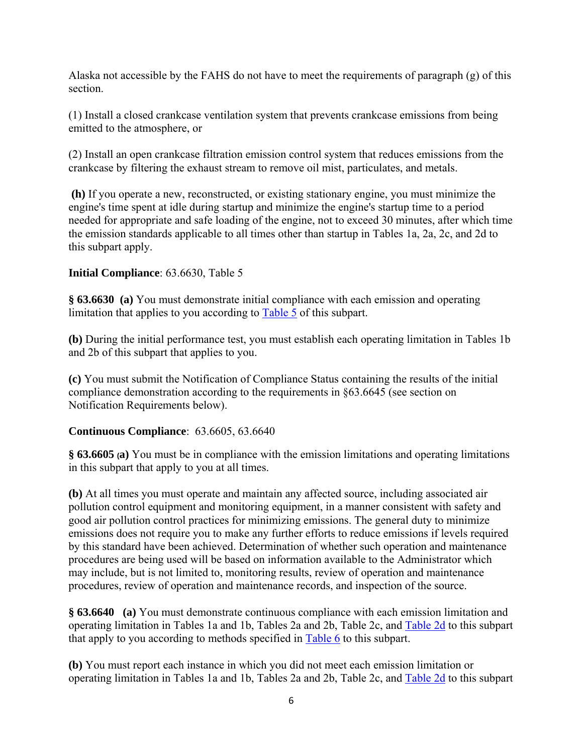Alaska not accessible by the FAHS do not have to meet the requirements of paragraph (g) of this section.

(1) Install a closed crankcase ventilation system that prevents crankcase emissions from being emitted to the atmosphere, or

(2) Install an open crankcase filtration emission control system that reduces emissions from the crankcase by filtering the exhaust stream to remove oil mist, particulates, and metals.

**(h)** If you operate a new, reconstructed, or existing stationary engine, you must minimize the engine's time spent at idle during startup and minimize the engine's startup time to a period needed for appropriate and safe loading of the engine, not to exceed 30 minutes, after which time the emission standards applicable to all times other than startup in Tables 1a, 2a, 2c, and 2d to this subpart apply.

**Initial Compliance**: 63.6630, Table 5

**§ 63.6630 (a)** You must demonstrate initial compliance with each emission and operating limitation that applies to you according to Table 5 of this subpart.

**(b)** During the initial performance test, you must establish each operating limitation in Tables 1b and 2b of this subpart that applies to you.

**(c)** You must submit the Notification of Compliance Status containing the results of the initial compliance demonstration according to the requirements in §63.6645 (see section on Notification Requirements below).

**Continuous Compliance**: 63.6605, 63.6640

**§ 63.6605 (a)** You must be in compliance with the emission limitations and operating limitations in this subpart that apply to you at all times.

**(b)** At all times you must operate and maintain any affected source, including associated air pollution control equipment and monitoring equipment, in a manner consistent with safety and good air pollution control practices for minimizing emissions. The general duty to minimize emissions does not require you to make any further efforts to reduce emissions if levels required by this standard have been achieved. Determination of whether such operation and maintenance procedures are being used will be based on information available to the Administrator which may include, but is not limited to, monitoring results, review of operation and maintenance procedures, review of operation and maintenance records, and inspection of the source.

**§ 63.6640 (a)** You must demonstrate continuous compliance with each emission limitation and operating limitation in Tables 1a and 1b, Tables 2a and 2b, Table 2c, and Table 2d to this subpart that apply to you according to methods specified in Table 6 to this subpart.

**(b)** You must report each instance in which you did not meet each emission limitation or operating limitation in Tables 1a and 1b, Tables 2a and 2b, Table 2c, and Table 2d to this subpart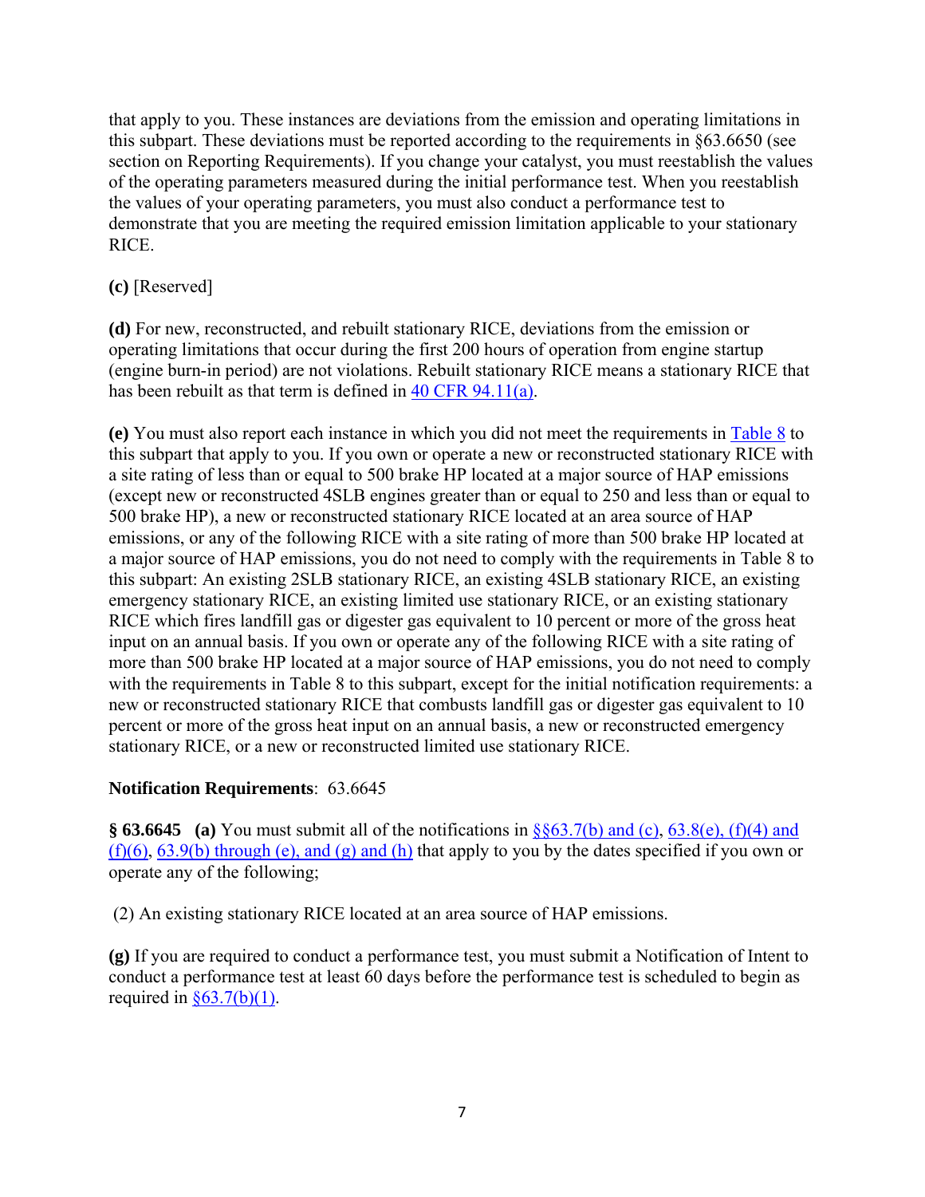that apply to you. These instances are deviations from the emission and operating limitations in this subpart. These deviations must be reported according to the requirements in §63.6650 (see section on Reporting Requirements). If you change your catalyst, you must reestablish the values of the operating parameters measured during the initial performance test. When you reestablish the values of your operating parameters, you must also conduct a performance test to demonstrate that you are meeting the required emission limitation applicable to your stationary RICE.

**(c)** [Reserved]

**(d)** For new, reconstructed, and rebuilt stationary RICE, deviations from the emission or operating limitations that occur during the first 200 hours of operation from engine startup (engine burn-in period) are not violations. Rebuilt stationary RICE means a stationary RICE that has been rebuilt as that term is defined in 40 CFR 94.11(a).

**(e)** You must also report each instance in which you did not meet the requirements in Table 8 to this subpart that apply to you. If you own or operate a new or reconstructed stationary RICE with a site rating of less than or equal to 500 brake HP located at a major source of HAP emissions (except new or reconstructed 4SLB engines greater than or equal to 250 and less than or equal to 500 brake HP), a new or reconstructed stationary RICE located at an area source of HAP emissions, or any of the following RICE with a site rating of more than 500 brake HP located at a major source of HAP emissions, you do not need to comply with the requirements in Table 8 to this subpart: An existing 2SLB stationary RICE, an existing 4SLB stationary RICE, an existing emergency stationary RICE, an existing limited use stationary RICE, or an existing stationary RICE which fires landfill gas or digester gas equivalent to 10 percent or more of the gross heat input on an annual basis. If you own or operate any of the following RICE with a site rating of more than 500 brake HP located at a major source of HAP emissions, you do not need to comply with the requirements in Table 8 to this subpart, except for the initial notification requirements: a new or reconstructed stationary RICE that combusts landfill gas or digester gas equivalent to 10 percent or more of the gross heat input on an annual basis, a new or reconstructed emergency stationary RICE, or a new or reconstructed limited use stationary RICE.

**Notification Requirements**: 63.6645

**§ 63.6645 (a)** You must submit all of the notifications in §§63.7(b) and (c), 63.8(e), (f)(4) and (f)(6), 63.9(b) through (e), and (g) and (h) that apply to you by the dates specified if you own or operate any of the following;

(2) An existing stationary RICE located at an area source of HAP emissions.

**(g)** If you are required to conduct a performance test, you must submit a Notification of Intent to conduct a performance test at least 60 days before the performance test is scheduled to begin as required in §63.7(b)(1).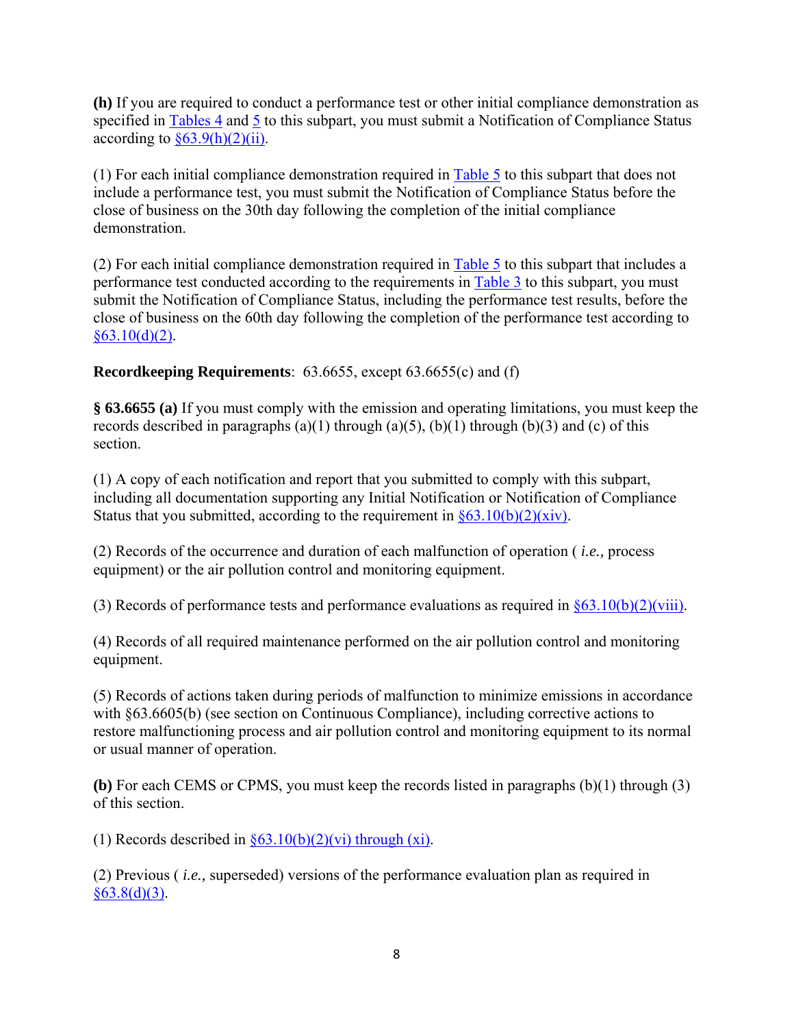**(h)** If you are required to conduct a performance test or other initial compliance demonstration as specified in Tables 4 and 5 to this subpart, you must submit a Notification of Compliance Status according to §63.9(h)(2)(ii).

(1) For each initial compliance demonstration required in Table 5 to this subpart that does not include a performance test, you must submit the Notification of Compliance Status before the close of business on the 30th day following the completion of the initial compliance demonstration.

(2) For each initial compliance demonstration required in Table 5 to this subpart that includes a performance test conducted according to the requirements in Table 3 to this subpart, you must submit the Notification of Compliance Status, including the performance test results, before the close of business on the 60th day following the completion of the performance test according to §63.10(d)(2).

**Recordkeeping Requirements**: 63.6655, except 63.6655(c) and (f)

**§ 63.6655 (a)** If you must comply with the emission and operating limitations, you must keep the records described in paragraphs (a)(1) through (a)(5), (b)(1) through (b)(3) and (c) of this section.

(1) A copy of each notification and report that you submitted to comply with this subpart, including all documentation supporting any Initial Notification or Notification of Compliance Status that you submitted, according to the requirement in §63.10(b)(2)(xiv).

(2) Records of the occurrence and duration of each malfunction of operation ( *i.e.,* process equipment) or the air pollution control and monitoring equipment.

(3) Records of performance tests and performance evaluations as required in §63.10(b)(2)(viii).

(4) Records of all required maintenance performed on the air pollution control and monitoring equipment.

(5) Records of actions taken during periods of malfunction to minimize emissions in accordance with §63.6605(b) (see section on Continuous Compliance), including corrective actions to restore malfunctioning process and air pollution control and monitoring equipment to its normal or usual manner of operation.

**(b)** For each CEMS or CPMS, you must keep the records listed in paragraphs (b)(1) through (3) of this section.

(1) Records described in §63.10(b)(2)(vi) through (xi).

(2) Previous ( *i.e.,* superseded) versions of the performance evaluation plan as required in §63.8(d)(3).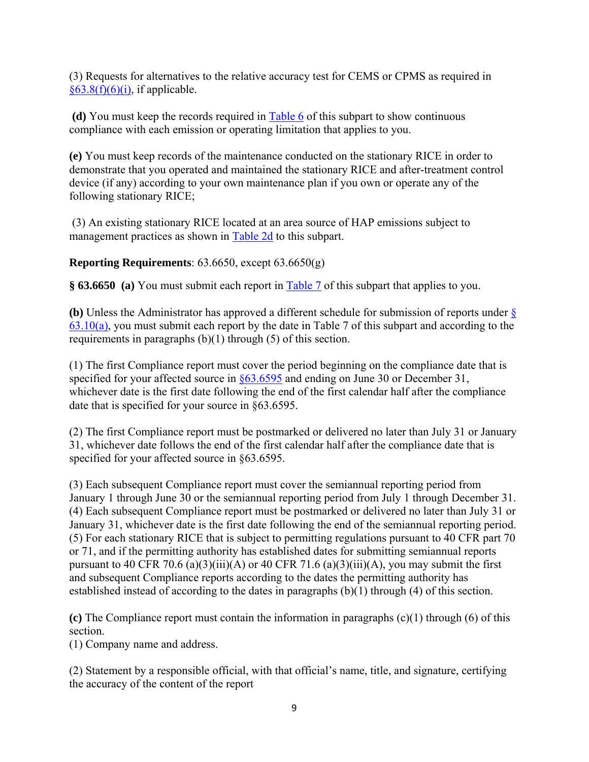(3) Requests for alternatives to the relative accuracy test for CEMS or CPMS as required in §63.8(f)(6)(i), if applicable.

**(d)** You must keep the records required in Table 6 of this subpart to show continuous compliance with each emission or operating limitation that applies to you.

**(e)** You must keep records of the maintenance conducted on the stationary RICE in order to demonstrate that you operated and maintained the stationary RICE and after-treatment control device (if any) according to your own maintenance plan if you own or operate any of the following stationary RICE;

(3) An existing stationary RICE located at an area source of HAP emissions subject to management practices as shown in Table 2d to this subpart.

**Reporting Requirements**: 63.6650, except 63.6650(g)

**§ 63.6650** **(a)** You must submit each report in Table 7 of this subpart that applies to you.

**(b)** Unless the Administrator has approved a different schedule for submission of reports under § 63.10(a), you must submit each report by the date in Table 7 of this subpart and according to the requirements in paragraphs (b)(1) through (5) of this section.

(1) The first Compliance report must cover the period beginning on the compliance date that is specified for your affected source in §63.6595 and ending on June 30 or December 31, whichever date is the first date following the end of the first calendar half after the compliance date that is specified for your source in §63.6595.

(2) The first Compliance report must be postmarked or delivered no later than July 31 or January 31, whichever date follows the end of the first calendar half after the compliance date that is specified for your affected source in §63.6595.

(3) Each subsequent Compliance report must cover the semiannual reporting period from January 1 through June 30 or the semiannual reporting period from July 1 through December 31.
(4) Each subsequent Compliance report must be postmarked or delivered no later than July 31 or January 31, whichever date is the first date following the end of the semiannual reporting period.
(5) For each stationary RICE that is subject to permitting regulations pursuant to 40 CFR part 70 or 71, and if the permitting authority has established dates for submitting semiannual reports pursuant to 40 CFR 70.6 (a)(3)(iii)(A) or 40 CFR 71.6 (a)(3)(iii)(A), you may submit the first and subsequent Compliance reports according to the dates the permitting authority has established instead of according to the dates in paragraphs (b)(1) through (4) of this section.

**(c)** The Compliance report must contain the information in paragraphs (c)(1) through (6) of this section.
(1) Company name and address.

(2) Statement by a responsible official, with that official's name, title, and signature, certifying the accuracy of the content of the report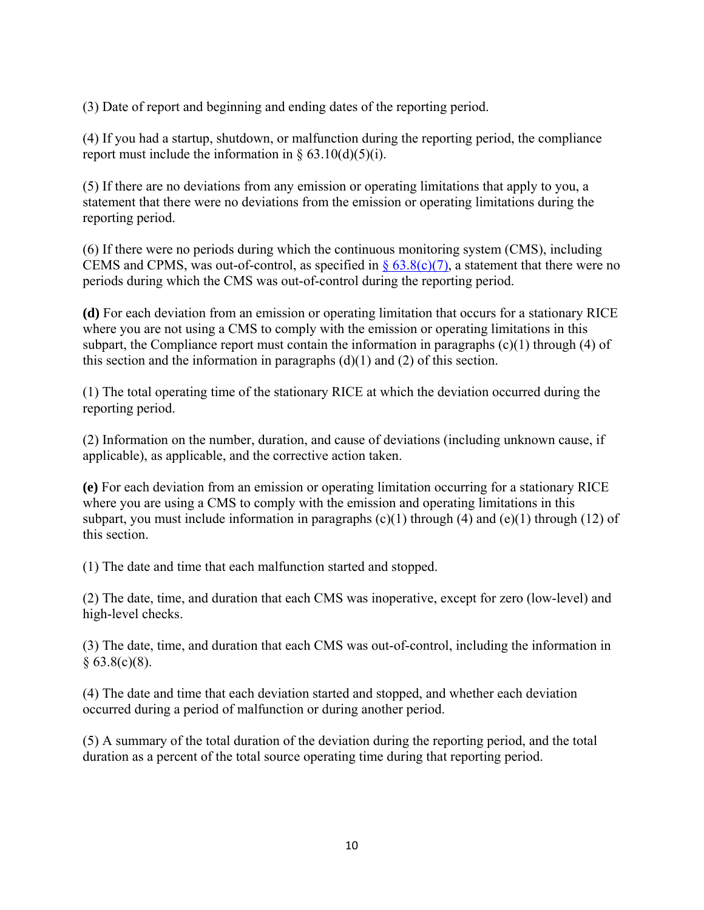(3) Date of report and beginning and ending dates of the reporting period.

(4) If you had a startup, shutdown, or malfunction during the reporting period, the compliance report must include the information in § 63.10(d)(5)(i).

(5) If there are no deviations from any emission or operating limitations that apply to you, a statement that there were no deviations from the emission or operating limitations during the reporting period.

(6) If there were no periods during which the continuous monitoring system (CMS), including CEMS and CPMS, was out-of-control, as specified in § 63.8(c)(7), a statement that there were no periods during which the CMS was out-of-control during the reporting period.

**(d)** For each deviation from an emission or operating limitation that occurs for a stationary RICE where you are not using a CMS to comply with the emission or operating limitations in this subpart, the Compliance report must contain the information in paragraphs (c)(1) through (4) of this section and the information in paragraphs (d)(1) and (2) of this section.

(1) The total operating time of the stationary RICE at which the deviation occurred during the reporting period.

(2) Information on the number, duration, and cause of deviations (including unknown cause, if applicable), as applicable, and the corrective action taken.

**(e)** For each deviation from an emission or operating limitation occurring for a stationary RICE where you are using a CMS to comply with the emission and operating limitations in this subpart, you must include information in paragraphs (c)(1) through (4) and (e)(1) through (12) of this section.

(1) The date and time that each malfunction started and stopped.

(2) The date, time, and duration that each CMS was inoperative, except for zero (low-level) and high-level checks.

(3) The date, time, and duration that each CMS was out-of-control, including the information in § 63.8(c)(8).

(4) The date and time that each deviation started and stopped, and whether each deviation occurred during a period of malfunction or during another period.

(5) A summary of the total duration of the deviation during the reporting period, and the total duration as a percent of the total source operating time during that reporting period.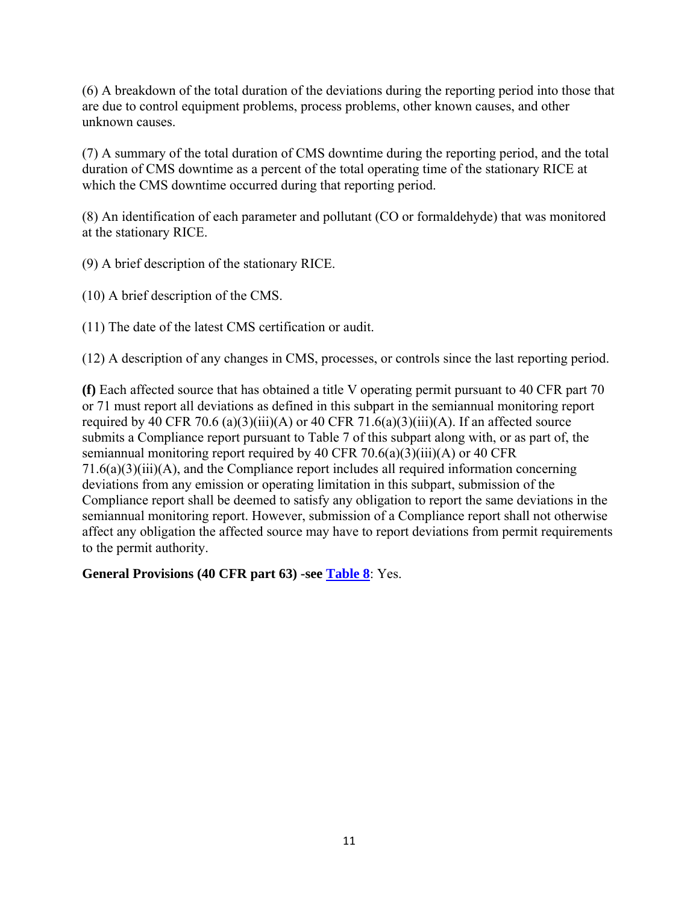(6) A breakdown of the total duration of the deviations during the reporting period into those that are due to control equipment problems, process problems, other known causes, and other unknown causes.

(7) A summary of the total duration of CMS downtime during the reporting period, and the total duration of CMS downtime as a percent of the total operating time of the stationary RICE at which the CMS downtime occurred during that reporting period.

(8) An identification of each parameter and pollutant (CO or formaldehyde) that was monitored at the stationary RICE.

(9) A brief description of the stationary RICE.

(10) A brief description of the CMS.

(11) The date of the latest CMS certification or audit.

(12) A description of any changes in CMS, processes, or controls since the last reporting period.

**(f)** Each affected source that has obtained a title V operating permit pursuant to 40 CFR part 70 or 71 must report all deviations as defined in this subpart in the semiannual monitoring report required by 40 CFR 70.6 (a)(3)(iii)(A) or 40 CFR 71.6(a)(3)(iii)(A). If an affected source submits a Compliance report pursuant to Table 7 of this subpart along with, or as part of, the semiannual monitoring report required by 40 CFR 70.6(a)(3)(iii)(A) or 40 CFR 71.6(a)(3)(iii)(A), and the Compliance report includes all required information concerning deviations from any emission or operating limitation in this subpart, submission of the Compliance report shall be deemed to satisfy any obligation to report the same deviations in the semiannual monitoring report. However, submission of a Compliance report shall not otherwise affect any obligation the affected source may have to report deviations from permit requirements to the permit authority.

**General Provisions (40 CFR part 63) -see Table 8**: Yes.